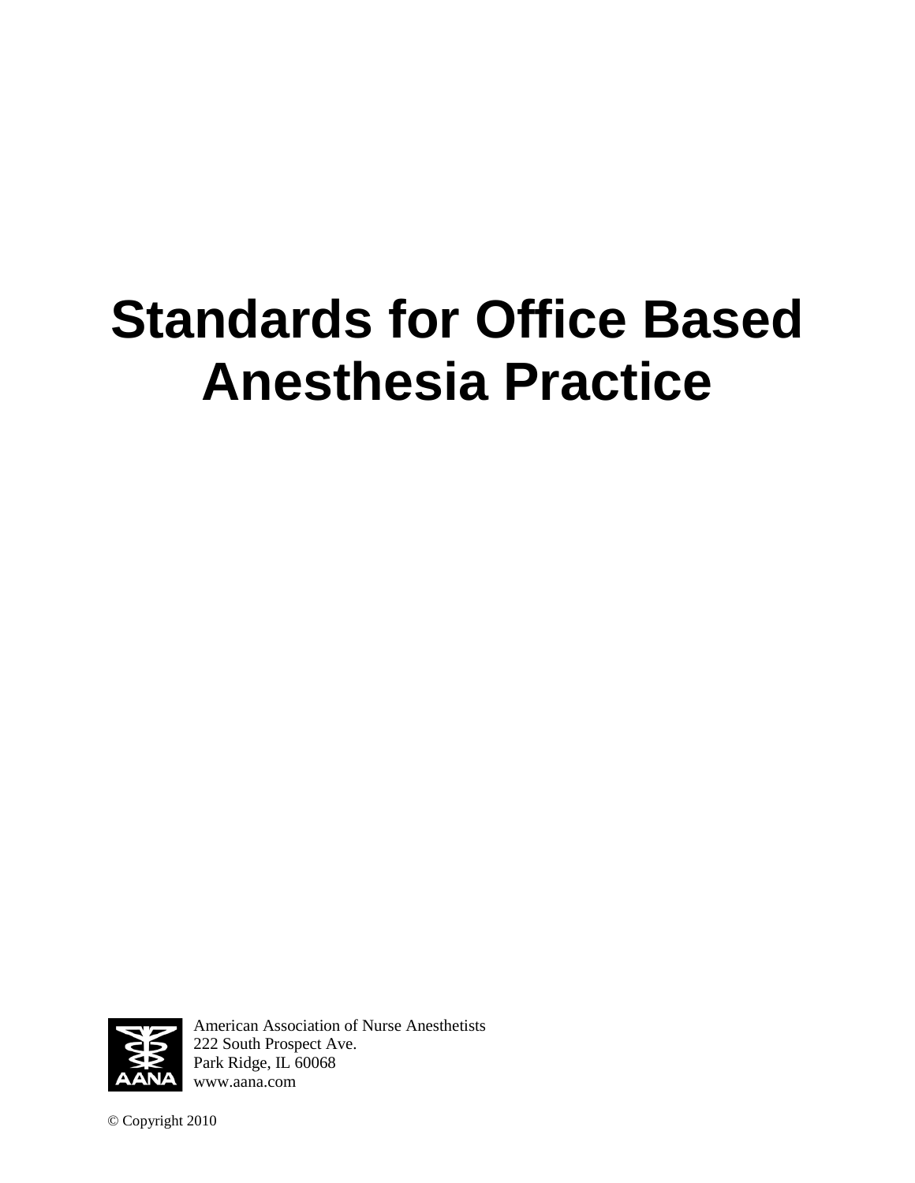# Standards for Office Based Anesthesia Practice

American Association of Nurse Anesthetists
222 South Prospect Ave.
Park Ridge, IL 60068
www.aana.com

© Copyright 2010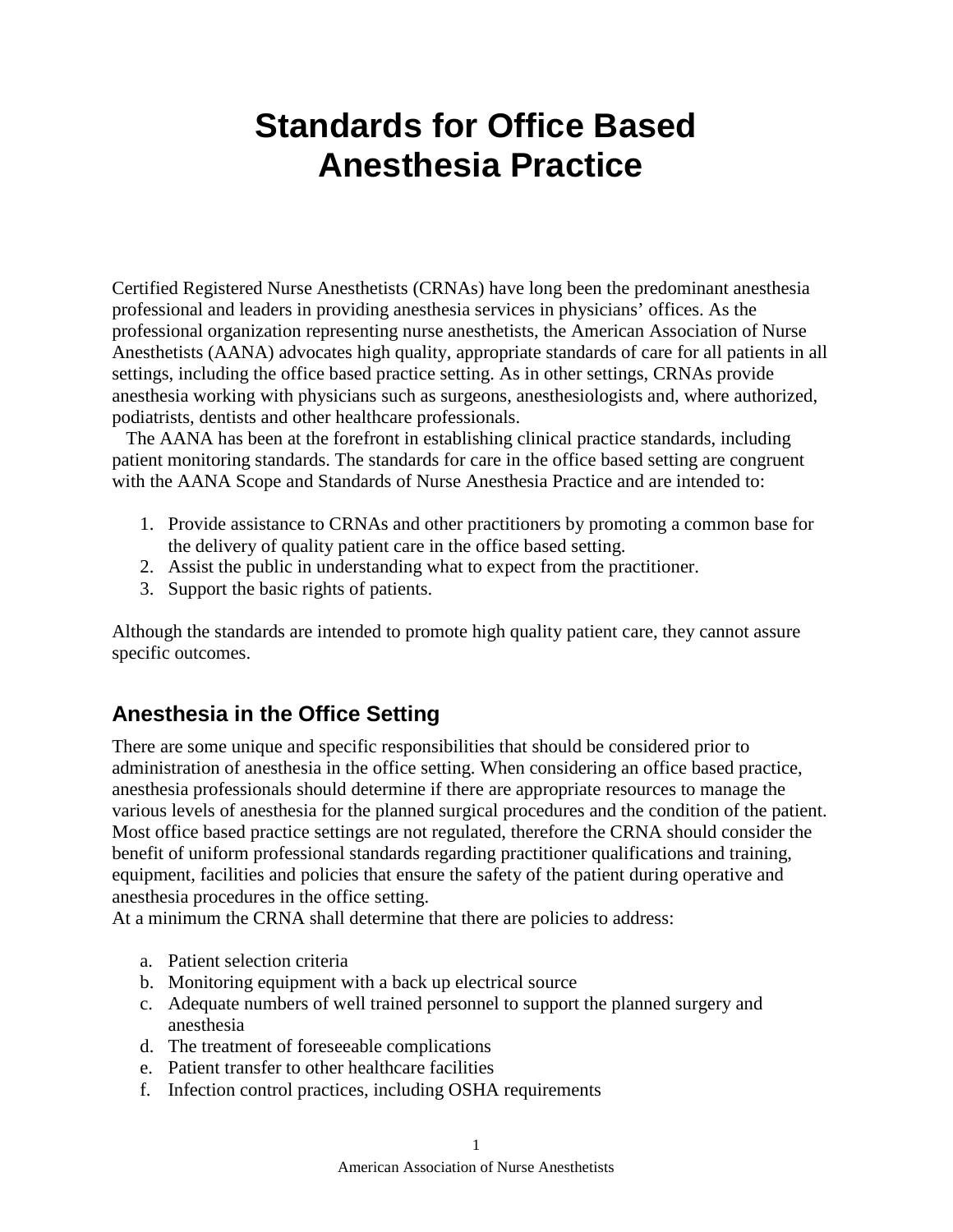# Standards for Office Based Anesthesia Practice

Certified Registered Nurse Anesthetists (CRNAs) have long been the predominant anesthesia professional and leaders in providing anesthesia services in physicians' offices. As the professional organization representing nurse anesthetists, the American Association of Nurse Anesthetists (AANA) advocates high quality, appropriate standards of care for all patients in all settings, including the office based practice setting. As in other settings, CRNAs provide anesthesia working with physicians such as surgeons, anesthesiologists and, where authorized, podiatrists, dentists and other healthcare professionals.

The AANA has been at the forefront in establishing clinical practice standards, including patient monitoring standards. The standards for care in the office based setting are congruent with the AANA Scope and Standards of Nurse Anesthesia Practice and are intended to:

1. Provide assistance to CRNAs and other practitioners by promoting a common base for the delivery of quality patient care in the office based setting.
2. Assist the public in understanding what to expect from the practitioner.
3. Support the basic rights of patients.

Although the standards are intended to promote high quality patient care, they cannot assure specific outcomes.

## Anesthesia in the Office Setting

There are some unique and specific responsibilities that should be considered prior to administration of anesthesia in the office setting. When considering an office based practice, anesthesia professionals should determine if there are appropriate resources to manage the various levels of anesthesia for the planned surgical procedures and the condition of the patient. Most office based practice settings are not regulated, therefore the CRNA should consider the benefit of uniform professional standards regarding practitioner qualifications and training, equipment, facilities and policies that ensure the safety of the patient during operative and anesthesia procedures in the office setting.

At a minimum the CRNA shall determine that there are policies to address:

a. Patient selection criteria
b. Monitoring equipment with a back up electrical source
c. Adequate numbers of well trained personnel to support the planned surgery and anesthesia
d. The treatment of foreseeable complications
e. Patient transfer to other healthcare facilities
f. Infection control practices, including OSHA requirements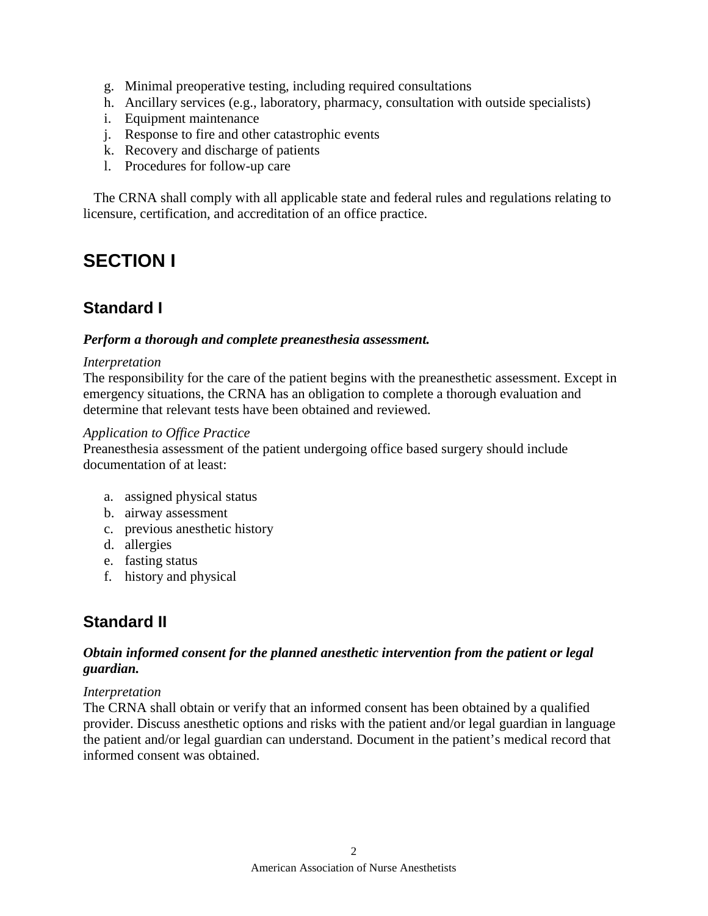g. Minimal preoperative testing, including required consultations
h. Ancillary services (e.g., laboratory, pharmacy, consultation with outside specialists)
i. Equipment maintenance
j. Response to fire and other catastrophic events
k. Recovery and discharge of patients
l. Procedures for follow-up care

The CRNA shall comply with all applicable state and federal rules and regulations relating to licensure, certification, and accreditation of an office practice.

# SECTION I

## Standard I

***Perform a thorough and complete preanesthesia assessment.***

*Interpretation*

The responsibility for the care of the patient begins with the preanesthetic assessment. Except in emergency situations, the CRNA has an obligation to complete a thorough evaluation and determine that relevant tests have been obtained and reviewed.

*Application to Office Practice*

Preanesthesia assessment of the patient undergoing office based surgery should include documentation of at least:

a. assigned physical status
b. airway assessment
c. previous anesthetic history
d. allergies
e. fasting status
f. history and physical

## Standard II

***Obtain informed consent for the planned anesthetic intervention from the patient or legal guardian.***

*Interpretation*

The CRNA shall obtain or verify that an informed consent has been obtained by a qualified provider. Discuss anesthetic options and risks with the patient and/or legal guardian in language the patient and/or legal guardian can understand. Document in the patient's medical record that informed consent was obtained.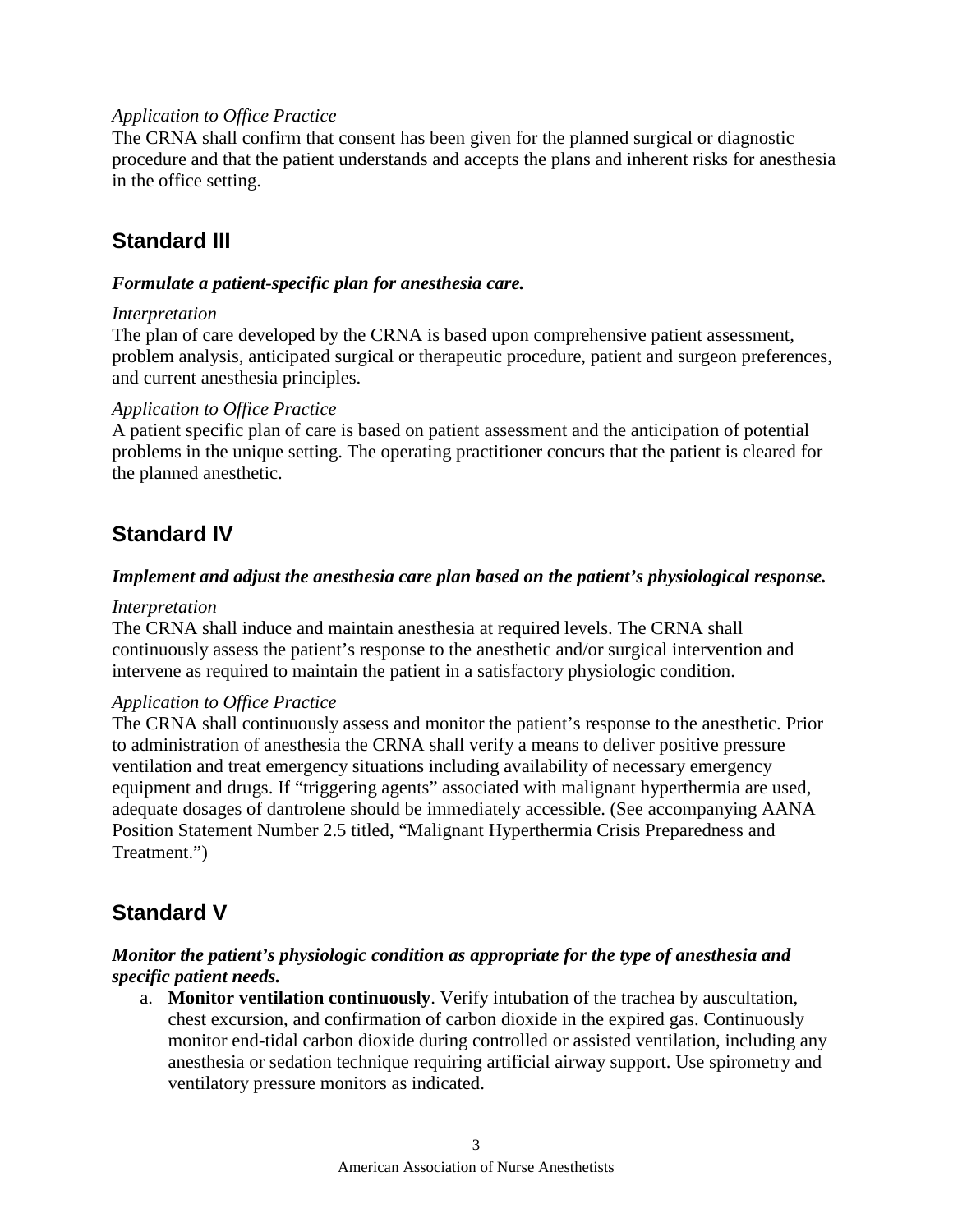*Application to Office Practice*

The CRNA shall confirm that consent has been given for the planned surgical or diagnostic procedure and that the patient understands and accepts the plans and inherent risks for anesthesia in the office setting.

## Standard III

***Formulate a patient-specific plan for anesthesia care.***

*Interpretation*

The plan of care developed by the CRNA is based upon comprehensive patient assessment, problem analysis, anticipated surgical or therapeutic procedure, patient and surgeon preferences, and current anesthesia principles.

*Application to Office Practice*

A patient specific plan of care is based on patient assessment and the anticipation of potential problems in the unique setting. The operating practitioner concurs that the patient is cleared for the planned anesthetic.

## Standard IV

***Implement and adjust the anesthesia care plan based on the patient's physiological response.***

*Interpretation*

The CRNA shall induce and maintain anesthesia at required levels. The CRNA shall continuously assess the patient's response to the anesthetic and/or surgical intervention and intervene as required to maintain the patient in a satisfactory physiologic condition.

*Application to Office Practice*

The CRNA shall continuously assess and monitor the patient's response to the anesthetic. Prior to administration of anesthesia the CRNA shall verify a means to deliver positive pressure ventilation and treat emergency situations including availability of necessary emergency equipment and drugs. If "triggering agents" associated with malignant hyperthermia are used, adequate dosages of dantrolene should be immediately accessible. (See accompanying AANA Position Statement Number 2.5 titled, "Malignant Hyperthermia Crisis Preparedness and Treatment.")

## Standard V

***Monitor the patient's physiologic condition as appropriate for the type of anesthesia and specific patient needs.***

a. **Monitor ventilation continuously**. Verify intubation of the trachea by auscultation, chest excursion, and confirmation of carbon dioxide in the expired gas. Continuously monitor end-tidal carbon dioxide during controlled or assisted ventilation, including any anesthesia or sedation technique requiring artificial airway support. Use spirometry and ventilatory pressure monitors as indicated.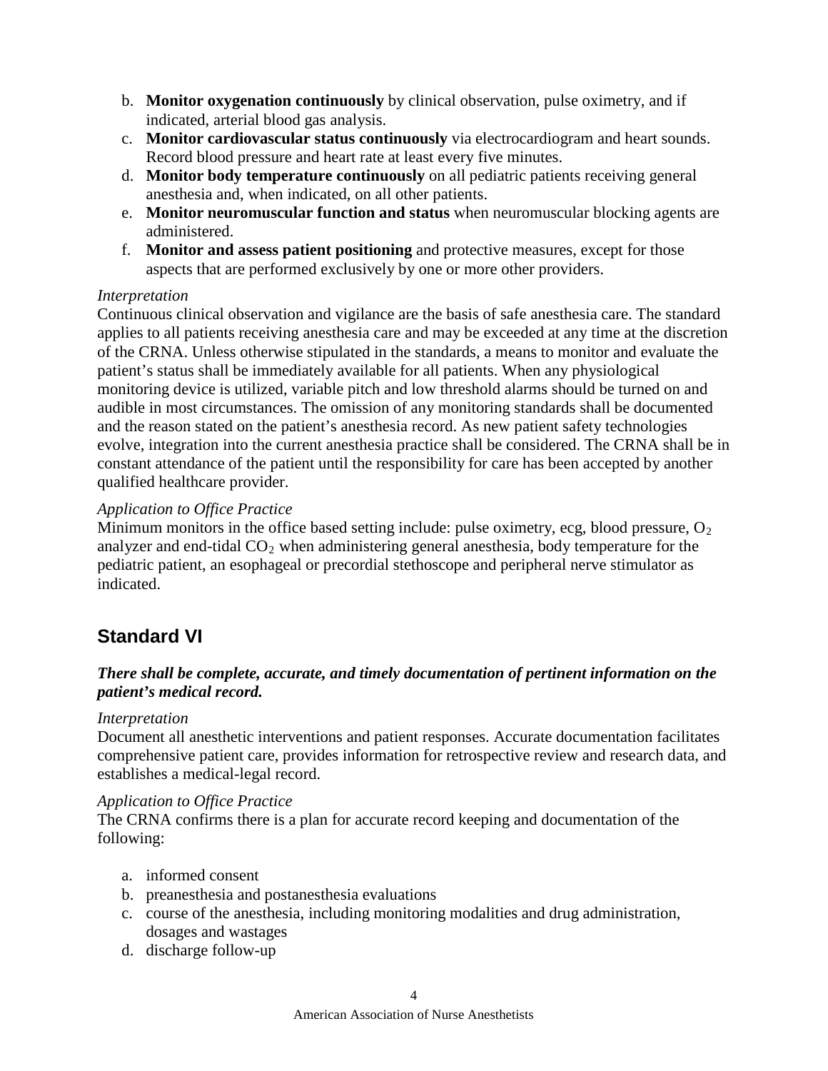b. **Monitor oxygenation continuously** by clinical observation, pulse oximetry, and if indicated, arterial blood gas analysis.
c. **Monitor cardiovascular status continuously** via electrocardiogram and heart sounds. Record blood pressure and heart rate at least every five minutes.
d. **Monitor body temperature continuously** on all pediatric patients receiving general anesthesia and, when indicated, on all other patients.
e. **Monitor neuromuscular function and status** when neuromuscular blocking agents are administered.
f. **Monitor and assess patient positioning** and protective measures, except for those aspects that are performed exclusively by one or more other providers.

*Interpretation*

Continuous clinical observation and vigilance are the basis of safe anesthesia care. The standard applies to all patients receiving anesthesia care and may be exceeded at any time at the discretion of the CRNA. Unless otherwise stipulated in the standards, a means to monitor and evaluate the patient's status shall be immediately available for all patients. When any physiological monitoring device is utilized, variable pitch and low threshold alarms should be turned on and audible in most circumstances. The omission of any monitoring standards shall be documented and the reason stated on the patient's anesthesia record. As new patient safety technologies evolve, integration into the current anesthesia practice shall be considered. The CRNA shall be in constant attendance of the patient until the responsibility for care has been accepted by another qualified healthcare provider.

*Application to Office Practice*

Minimum monitors in the office based setting include: pulse oximetry, ecg, blood pressure, $O_2$ analyzer and end-tidal $CO_2$ when administering general anesthesia, body temperature for the pediatric patient, an esophageal or precordial stethoscope and peripheral nerve stimulator as indicated.

## Standard VI

***There shall be complete, accurate, and timely documentation of pertinent information on the patient's medical record.***

*Interpretation*

Document all anesthetic interventions and patient responses. Accurate documentation facilitates comprehensive patient care, provides information for retrospective review and research data, and establishes a medical-legal record.

*Application to Office Practice*

The CRNA confirms there is a plan for accurate record keeping and documentation of the following:

a. informed consent
b. preanesthesia and postanesthesia evaluations
c. course of the anesthesia, including monitoring modalities and drug administration, dosages and wastages
d. discharge follow-up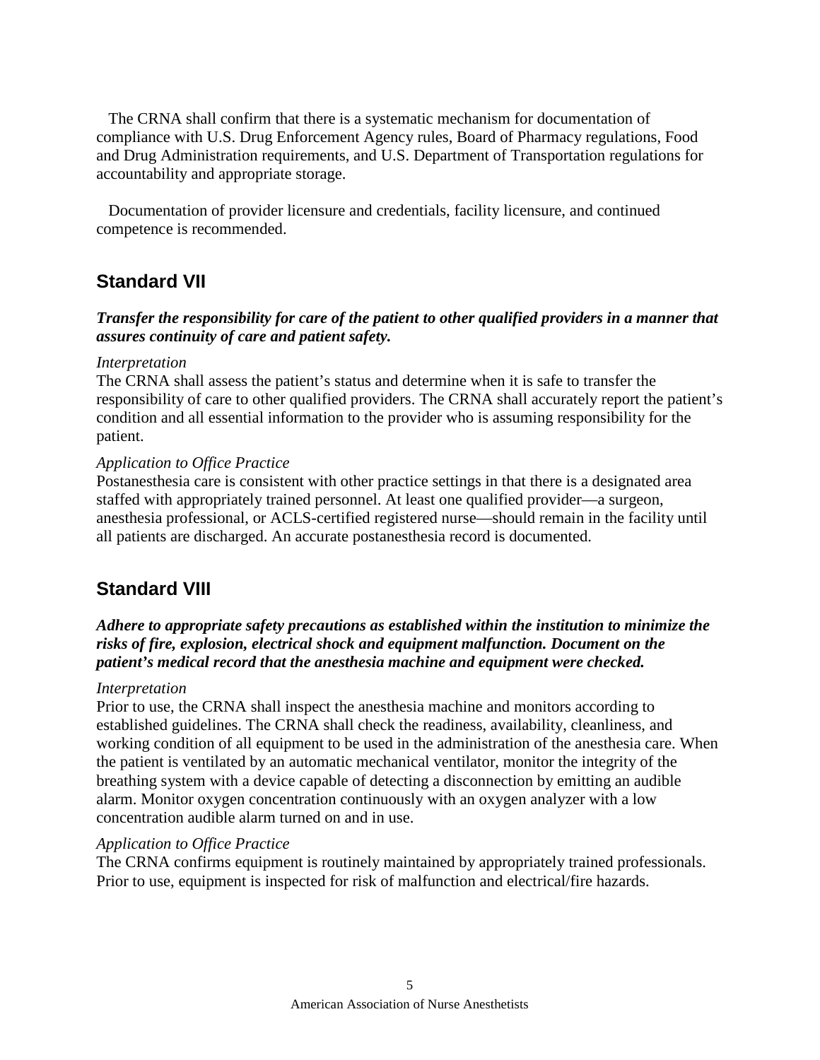The CRNA shall confirm that there is a systematic mechanism for documentation of compliance with U.S. Drug Enforcement Agency rules, Board of Pharmacy regulations, Food and Drug Administration requirements, and U.S. Department of Transportation regulations for accountability and appropriate storage.

Documentation of provider licensure and credentials, facility licensure, and continued competence is recommended.

## Standard VII

***Transfer the responsibility for care of the patient to other qualified providers in a manner that assures continuity of care and patient safety.***

*Interpretation*

The CRNA shall assess the patient's status and determine when it is safe to transfer the responsibility of care to other qualified providers. The CRNA shall accurately report the patient's condition and all essential information to the provider who is assuming responsibility for the patient.

*Application to Office Practice*

Postanesthesia care is consistent with other practice settings in that there is a designated area staffed with appropriately trained personnel. At least one qualified provider—a surgeon, anesthesia professional, or ACLS-certified registered nurse—should remain in the facility until all patients are discharged. An accurate postanesthesia record is documented.

## Standard VIII

***Adhere to appropriate safety precautions as established within the institution to minimize the risks of fire, explosion, electrical shock and equipment malfunction. Document on the patient's medical record that the anesthesia machine and equipment were checked.***

*Interpretation*

Prior to use, the CRNA shall inspect the anesthesia machine and monitors according to established guidelines. The CRNA shall check the readiness, availability, cleanliness, and working condition of all equipment to be used in the administration of the anesthesia care. When the patient is ventilated by an automatic mechanical ventilator, monitor the integrity of the breathing system with a device capable of detecting a disconnection by emitting an audible alarm. Monitor oxygen concentration continuously with an oxygen analyzer with a low concentration audible alarm turned on and in use.

*Application to Office Practice*

The CRNA confirms equipment is routinely maintained by appropriately trained professionals. Prior to use, equipment is inspected for risk of malfunction and electrical/fire hazards.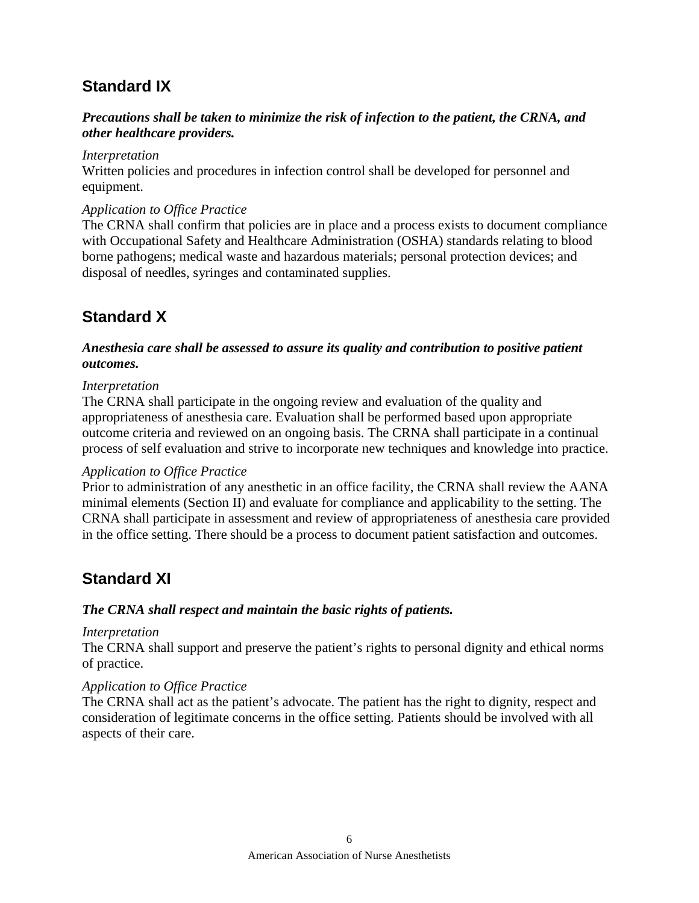## Standard IX

***Precautions shall be taken to minimize the risk of infection to the patient, the CRNA, and other healthcare providers.***

*Interpretation*
Written policies and procedures in infection control shall be developed for personnel and equipment.

*Application to Office Practice*
The CRNA shall confirm that policies are in place and a process exists to document compliance with Occupational Safety and Healthcare Administration (OSHA) standards relating to blood borne pathogens; medical waste and hazardous materials; personal protection devices; and disposal of needles, syringes and contaminated supplies.

## Standard X

***Anesthesia care shall be assessed to assure its quality and contribution to positive patient outcomes.***

*Interpretation*
The CRNA shall participate in the ongoing review and evaluation of the quality and appropriateness of anesthesia care. Evaluation shall be performed based upon appropriate outcome criteria and reviewed on an ongoing basis. The CRNA shall participate in a continual process of self evaluation and strive to incorporate new techniques and knowledge into practice.

*Application to Office Practice*
Prior to administration of any anesthetic in an office facility, the CRNA shall review the AANA minimal elements (Section II) and evaluate for compliance and applicability to the setting. The CRNA shall participate in assessment and review of appropriateness of anesthesia care provided in the office setting. There should be a process to document patient satisfaction and outcomes.

## Standard XI

***The CRNA shall respect and maintain the basic rights of patients.***

*Interpretation*
The CRNA shall support and preserve the patient's rights to personal dignity and ethical norms of practice.

*Application to Office Practice*
The CRNA shall act as the patient's advocate. The patient has the right to dignity, respect and consideration of legitimate concerns in the office setting. Patients should be involved with all aspects of their care.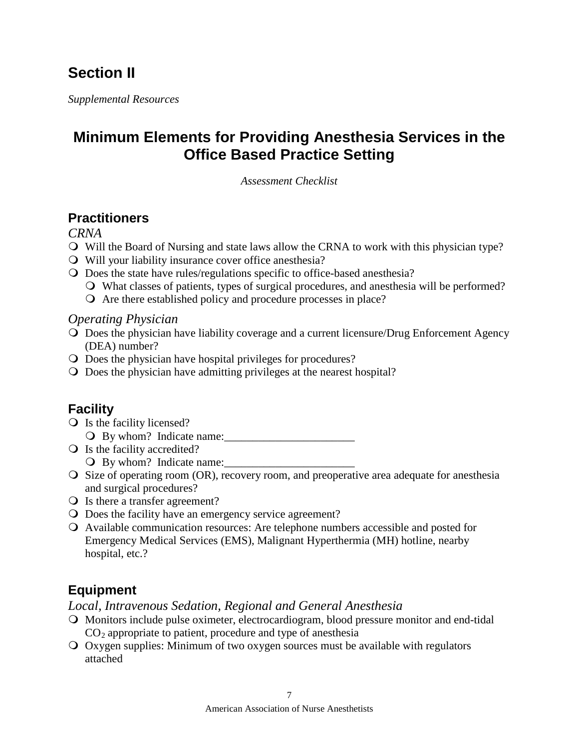# Section II

*Supplemental Resources*

## Minimum Elements for Providing Anesthesia Services in the Office Based Practice Setting

*Assessment Checklist*

### Practitioners

*CRNA*

- Will the Board of Nursing and state laws allow the CRNA to work with this physician type?
- Will your liability insurance cover office anesthesia?
- Does the state have rules/regulations specific to office-based anesthesia?
  - What classes of patients, types of surgical procedures, and anesthesia will be performed?
  - Are there established policy and procedure processes in place?

*Operating Physician*

- Does the physician have liability coverage and a current licensure/Drug Enforcement Agency (DEA) number?
- Does the physician have hospital privileges for procedures?
- Does the physician have admitting privileges at the nearest hospital?

### Facility

- Is the facility licensed?
  - By whom? Indicate name:_______________________
- Is the facility accredited?
  - By whom? Indicate name:_______________________
- Size of operating room (OR), recovery room, and preoperative area adequate for anesthesia and surgical procedures?
- Is there a transfer agreement?
- Does the facility have an emergency service agreement?
- Available communication resources: Are telephone numbers accessible and posted for Emergency Medical Services (EMS), Malignant Hyperthermia (MH) hotline, nearby hospital, etc.?

### Equipment

*Local, Intravenous Sedation, Regional and General Anesthesia*

- Monitors include pulse oximeter, electrocardiogram, blood pressure monitor and end-tidal $CO_2$ appropriate to patient, procedure and type of anesthesia
- Oxygen supplies: Minimum of two oxygen sources must be available with regulators attached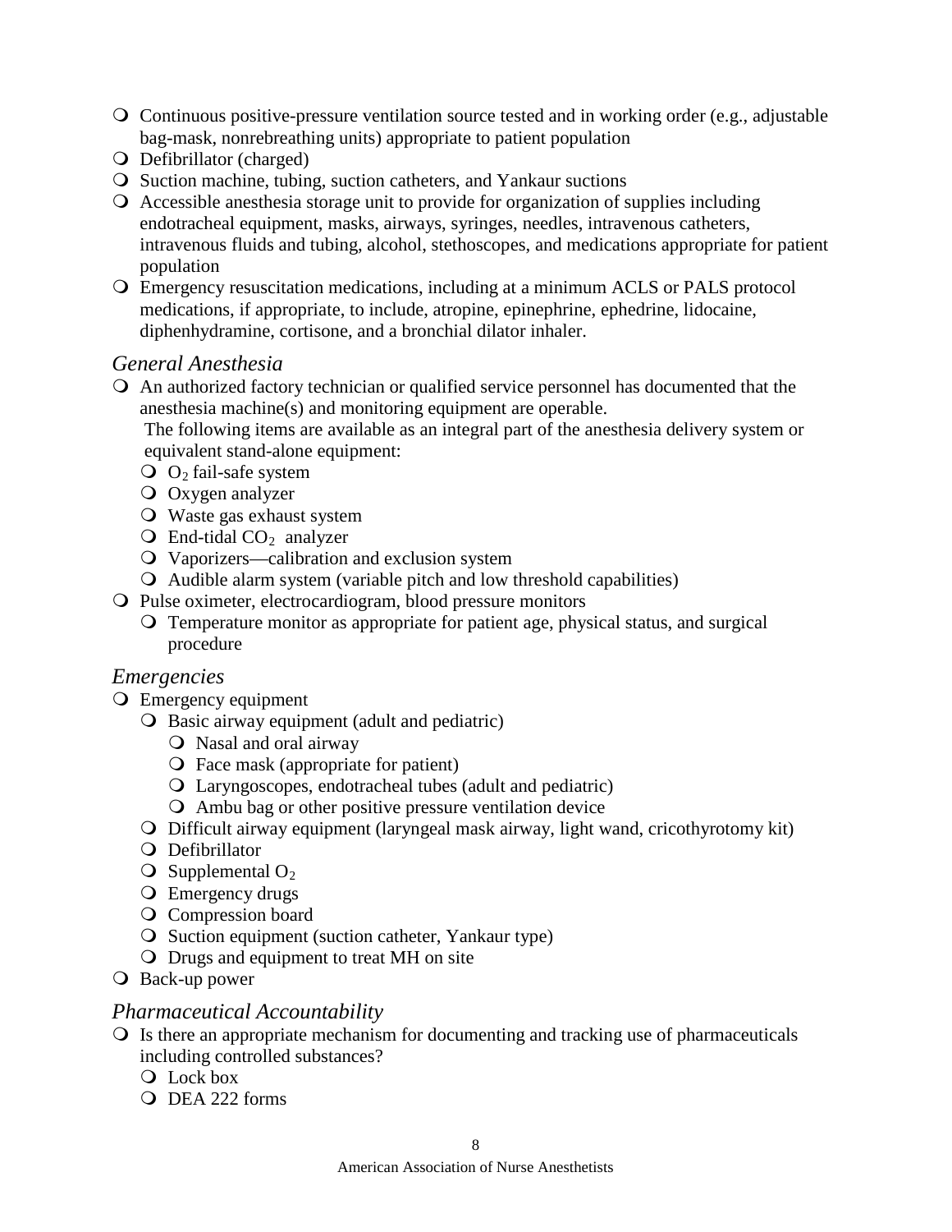- Continuous positive-pressure ventilation source tested and in working order (e.g., adjustable bag-mask, nonrebreathing units) appropriate to patient population
- Defibrillator (charged)
- Suction machine, tubing, suction catheters, and Yankaur suctions
- Accessible anesthesia storage unit to provide for organization of supplies including endotracheal equipment, masks, airways, syringes, needles, intravenous catheters, intravenous fluids and tubing, alcohol, stethoscopes, and medications appropriate for patient population
- Emergency resuscitation medications, including at a minimum ACLS or PALS protocol medications, if appropriate, to include, atropine, epinephrine, ephedrine, lidocaine, diphenhydramine, cortisone, and a bronchial dilator inhaler.

### *General Anesthesia*

- An authorized factory technician or qualified service personnel has documented that the anesthesia machine(s) and monitoring equipment are operable.
  The following items are available as an integral part of the anesthesia delivery system or equivalent stand-alone equipment:
  - $O_2$ fail-safe system
  - Oxygen analyzer
  - Waste gas exhaust system
  - End-tidal $CO_2$ analyzer
  - Vaporizers—calibration and exclusion system
  - Audible alarm system (variable pitch and low threshold capabilities)
- Pulse oximeter, electrocardiogram, blood pressure monitors
  - Temperature monitor as appropriate for patient age, physical status, and surgical procedure

### *Emergencies*

- Emergency equipment
  - Basic airway equipment (adult and pediatric)
    - Nasal and oral airway
    - Face mask (appropriate for patient)
    - Laryngoscopes, endotracheal tubes (adult and pediatric)
    - Ambu bag or other positive pressure ventilation device
  - Difficult airway equipment (laryngeal mask airway, light wand, cricothyrotomy kit)
  - Defibrillator
  - Supplemental $O_2$
  - Emergency drugs
  - Compression board
  - Suction equipment (suction catheter, Yankaur type)
  - Drugs and equipment to treat MH on site
- Back-up power

### *Pharmaceutical Accountability*

- Is there an appropriate mechanism for documenting and tracking use of pharmaceuticals including controlled substances?
  - Lock box
  - DEA 222 forms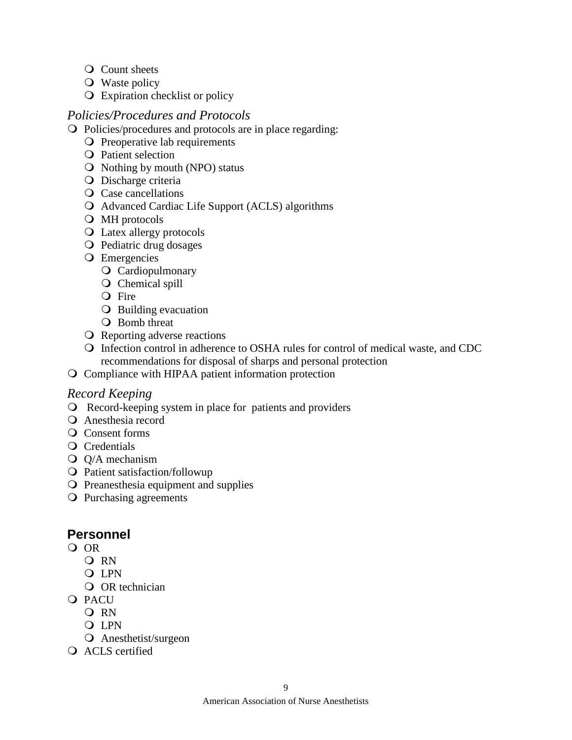- Count sheets
- Waste policy
- Expiration checklist or policy

*Policies/Procedures and Protocols*

- Policies/procedures and protocols are in place regarding:
  - Preoperative lab requirements
  - Patient selection
  - Nothing by mouth (NPO) status
  - Discharge criteria
  - Case cancellations
  - Advanced Cardiac Life Support (ACLS) algorithms
  - MH protocols
  - Latex allergy protocols
  - Pediatric drug dosages
  - Emergencies
    - Cardiopulmonary
    - Chemical spill
    - Fire
    - Building evacuation
    - Bomb threat
  - Reporting adverse reactions
  - Infection control in adherence to OSHA rules for control of medical waste, and CDC recommendations for disposal of sharps and personal protection
- Compliance with HIPAA patient information protection

*Record Keeping*

- Record-keeping system in place for patients and providers
- Anesthesia record
- Consent forms
- Credentials
- Q/A mechanism
- Patient satisfaction/followup
- Preanesthesia equipment and supplies
- Purchasing agreements

## Personnel

- OR
  - RN
  - LPN
  - OR technician
- PACU
  - RN
  - LPN
  - Anesthetist/surgeon
- ACLS certified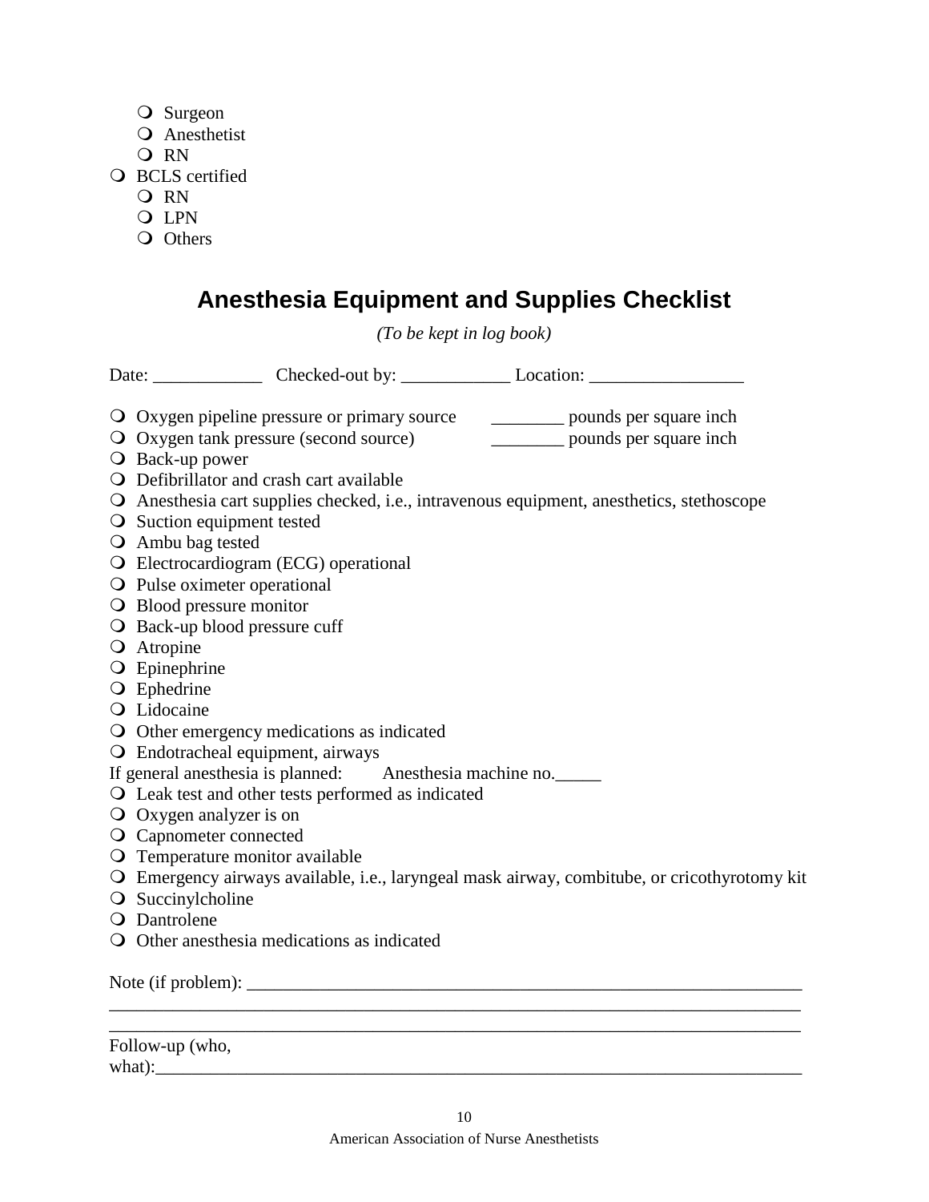- ❍ Surgeon
  - ❍ Anesthetist
  - ❍ RN
- ❍ BCLS certified
  - ❍ RN
  - ❍ LPN
  - ❍ Others

## Anesthesia Equipment and Supplies Checklist

*(To be kept in log book)*

Date: ____________ Checked-out by: ____________ Location: _________________

- ❍ Oxygen pipeline pressure or primary source ________ pounds per square inch
- ❍ Oxygen tank pressure (second source) ________ pounds per square inch
- ❍ Back-up power
- ❍ Defibrillator and crash cart available
- ❍ Anesthesia cart supplies checked, i.e., intravenous equipment, anesthetics, stethoscope
- ❍ Suction equipment tested
- ❍ Ambu bag tested
- ❍ Electrocardiogram (ECG) operational
- ❍ Pulse oximeter operational
- ❍ Blood pressure monitor
- ❍ Back-up blood pressure cuff
- ❍ Atropine
- ❍ Epinephrine
- ❍ Ephedrine
- ❍ Lidocaine
- ❍ Other emergency medications as indicated
- ❍ Endotracheal equipment, airways

If general anesthesia is planned: Anesthesia machine no._____

- ❍ Leak test and other tests performed as indicated
- ❍ Oxygen analyzer is on
- ❍ Capnometer connected
- ❍ Temperature monitor available
- ❍ Emergency airways available, i.e., laryngeal mask airway, combitube, or cricothyrotomy kit
- ❍ Succinylcholine
- ❍ Dantrolene
- ❍ Other anesthesia medications as indicated

Note (if problem): ________________________________________________________________
________________________________________________________________________________
________________________________________________________________________________

Follow-up (who, what):__________________________________________________________________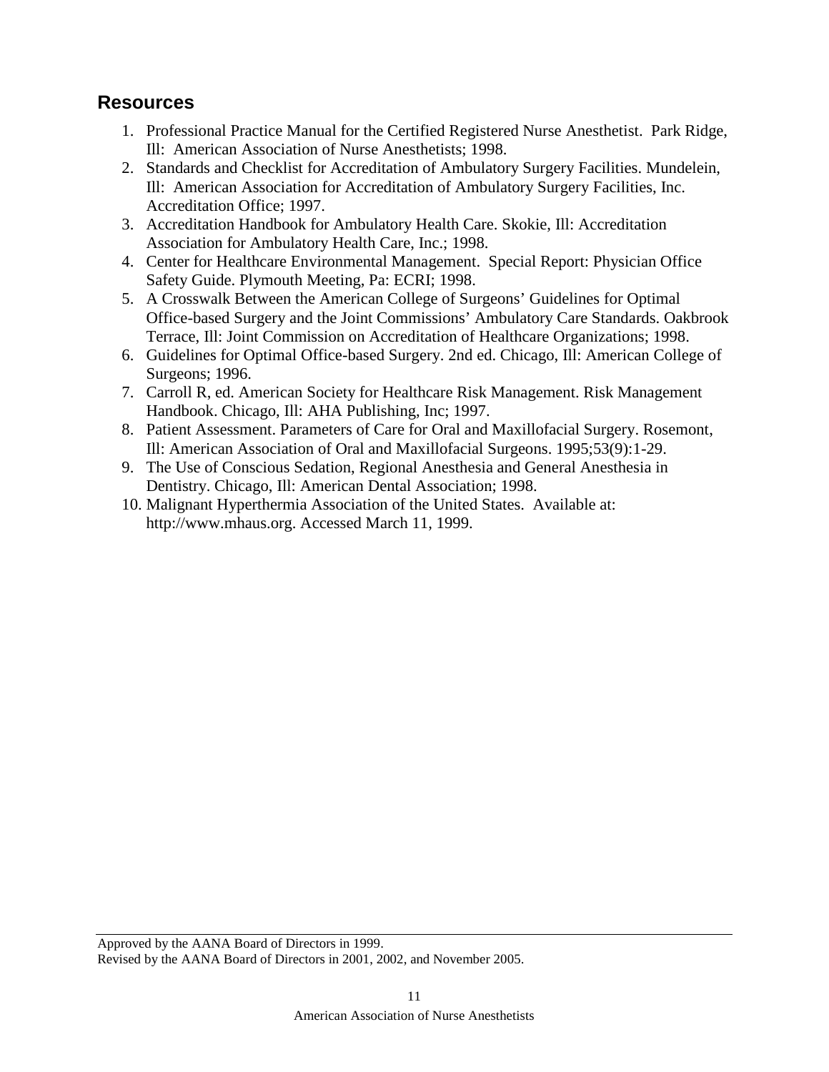## Resources

1. Professional Practice Manual for the Certified Registered Nurse Anesthetist. Park Ridge, Ill: American Association of Nurse Anesthetists; 1998.
2. Standards and Checklist for Accreditation of Ambulatory Surgery Facilities. Mundelein, Ill: American Association for Accreditation of Ambulatory Surgery Facilities, Inc. Accreditation Office; 1997.
3. Accreditation Handbook for Ambulatory Health Care. Skokie, Ill: Accreditation Association for Ambulatory Health Care, Inc.; 1998.
4. Center for Healthcare Environmental Management. Special Report: Physician Office Safety Guide. Plymouth Meeting, Pa: ECRI; 1998.
5. A Crosswalk Between the American College of Surgeons' Guidelines for Optimal Office-based Surgery and the Joint Commissions' Ambulatory Care Standards. Oakbrook Terrace, Ill: Joint Commission on Accreditation of Healthcare Organizations; 1998.
6. Guidelines for Optimal Office-based Surgery. 2nd ed. Chicago, Ill: American College of Surgeons; 1996.
7. Carroll R, ed. American Society for Healthcare Risk Management. Risk Management Handbook. Chicago, Ill: AHA Publishing, Inc; 1997.
8. Patient Assessment. Parameters of Care for Oral and Maxillofacial Surgery. Rosemont, Ill: American Association of Oral and Maxillofacial Surgeons. 1995;53(9):1-29.
9. The Use of Conscious Sedation, Regional Anesthesia and General Anesthesia in Dentistry. Chicago, Ill: American Dental Association; 1998.
10. Malignant Hyperthermia Association of the United States. Available at: http://www.mhaus.org. Accessed March 11, 1999.

---

Approved by the AANA Board of Directors in 1999.
Revised by the AANA Board of Directors in 2001, 2002, and November 2005.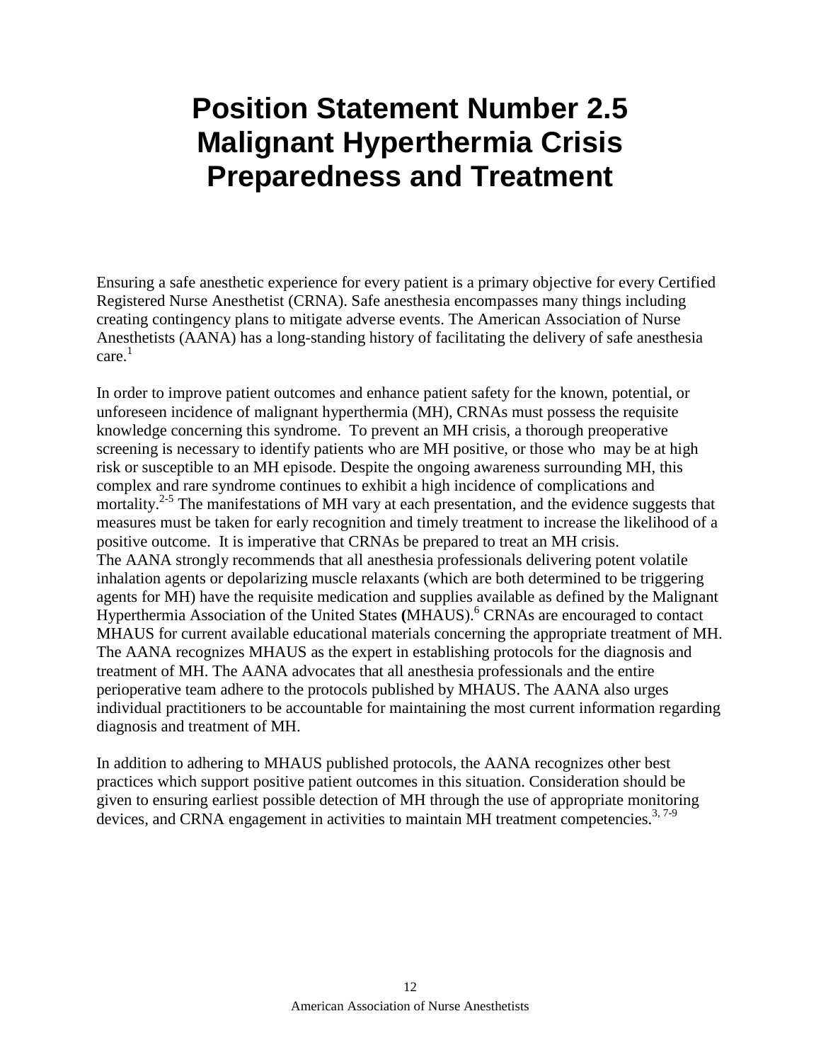# Position Statement Number 2.5 Malignant Hyperthermia Crisis Preparedness and Treatment

Ensuring a safe anesthetic experience for every patient is a primary objective for every Certified Registered Nurse Anesthetist (CRNA). Safe anesthesia encompasses many things including creating contingency plans to mitigate adverse events. The American Association of Nurse Anesthetists (AANA) has a long-standing history of facilitating the delivery of safe anesthesia care.[1]

In order to improve patient outcomes and enhance patient safety for the known, potential, or unforeseen incidence of malignant hyperthermia (MH), CRNAs must possess the requisite knowledge concerning this syndrome. To prevent an MH crisis, a thorough preoperative screening is necessary to identify patients who are MH positive, or those who may be at high risk or susceptible to an MH episode. Despite the ongoing awareness surrounding MH, this complex and rare syndrome continues to exhibit a high incidence of complications and mortality.[2-5] The manifestations of MH vary at each presentation, and the evidence suggests that measures must be taken for early recognition and timely treatment to increase the likelihood of a positive outcome. It is imperative that CRNAs be prepared to treat an MH crisis.
The AANA strongly recommends that all anesthesia professionals delivering potent volatile inhalation agents or depolarizing muscle relaxants (which are both determined to be triggering agents for MH) have the requisite medication and supplies available as defined by the Malignant Hyperthermia Association of the United States (MHAUS).[6] CRNAs are encouraged to contact MHAUS for current available educational materials concerning the appropriate treatment of MH. The AANA recognizes MHAUS as the expert in establishing protocols for the diagnosis and treatment of MH. The AANA advocates that all anesthesia professionals and the entire perioperative team adhere to the protocols published by MHAUS. The AANA also urges individual practitioners to be accountable for maintaining the most current information regarding diagnosis and treatment of MH.

In addition to adhering to MHAUS published protocols, the AANA recognizes other best practices which support positive patient outcomes in this situation. Consideration should be given to ensuring earliest possible detection of MH through the use of appropriate monitoring devices, and CRNA engagement in activities to maintain MH treatment competencies.[3, 7-9]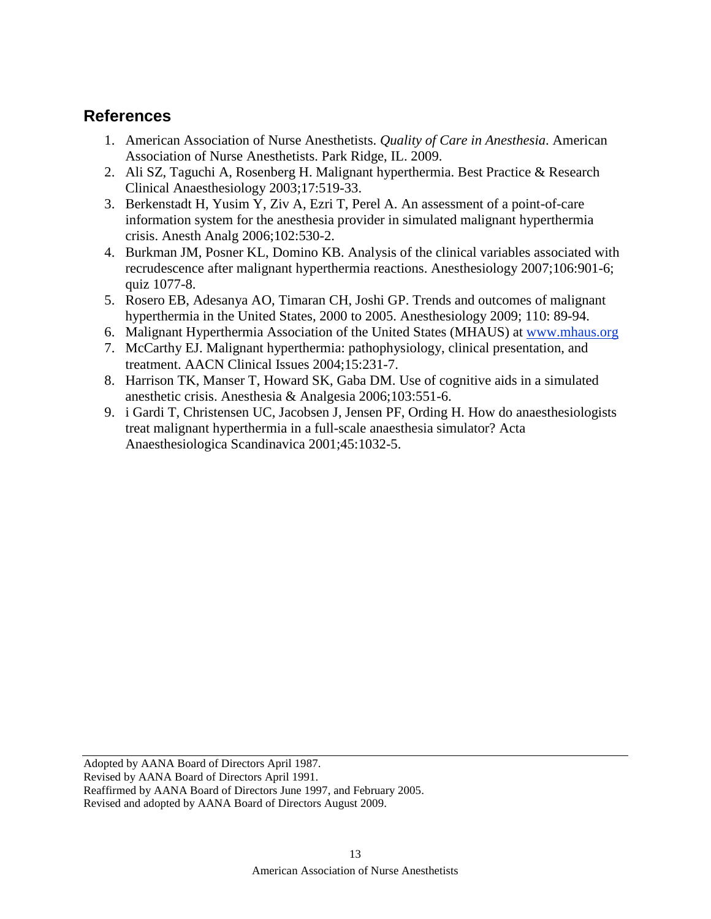## References

1. American Association of Nurse Anesthetists. *Quality of Care in Anesthesia*. American Association of Nurse Anesthetists. Park Ridge, IL. 2009.
2. Ali SZ, Taguchi A, Rosenberg H. Malignant hyperthermia. Best Practice & Research Clinical Anaesthesiology 2003;17:519-33.
3. Berkenstadt H, Yusim Y, Ziv A, Ezri T, Perel A. An assessment of a point-of-care information system for the anesthesia provider in simulated malignant hyperthermia crisis. Anesth Analg 2006;102:530-2.
4. Burkman JM, Posner KL, Domino KB. Analysis of the clinical variables associated with recrudescence after malignant hyperthermia reactions. Anesthesiology 2007;106:901-6; quiz 1077-8.
5. Rosero EB, Adesanya AO, Timaran CH, Joshi GP. Trends and outcomes of malignant hyperthermia in the United States, 2000 to 2005. Anesthesiology 2009; 110: 89-94.
6. Malignant Hyperthermia Association of the United States (MHAUS) at www.mhaus.org
7. McCarthy EJ. Malignant hyperthermia: pathophysiology, clinical presentation, and treatment. AACN Clinical Issues 2004;15:231-7.
8. Harrison TK, Manser T, Howard SK, Gaba DM. Use of cognitive aids in a simulated anesthetic crisis. Anesthesia & Analgesia 2006;103:551-6.
9. i Gardi T, Christensen UC, Jacobsen J, Jensen PF, Ording H. How do anaesthesiologists treat malignant hyperthermia in a full-scale anaesthesia simulator? Acta Anaesthesiologica Scandinavica 2001;45:1032-5.

---

Adopted by AANA Board of Directors April 1987.
Revised by AANA Board of Directors April 1991.
Reaffirmed by AANA Board of Directors June 1997, and February 2005.
Revised and adopted by AANA Board of Directors August 2009.